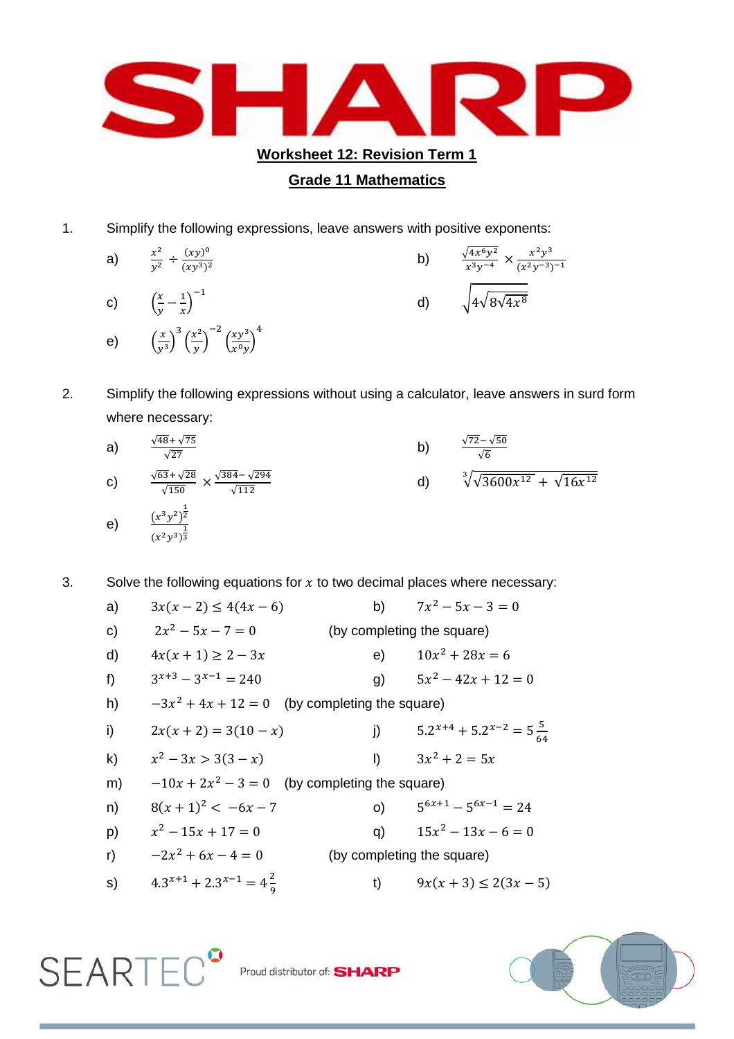## Worksheet 12: Revision Term 1

## Grade 11 Mathematics

1. Simplify the following expressions, leave answers with positive exponents:

   a) $\frac{x^2}{y^2} \div \frac{(xy)^0}{(xy^3)^2}$

   b) $\frac{\sqrt{4x^6y^2}}{x^3y^{-4}} \times \frac{x^2y^3}{(x^2y^{-3})^{-1}}$

   c) $\left(\frac{x}{y} - \frac{1}{x}\right)^{-1}$

   d) $\sqrt{4\sqrt{8\sqrt{4x^8}}}$

   e) $\left(\frac{x}{y^3}\right)^3 \left(\frac{x^2}{y}\right)^{-2} \left(\frac{xy^3}{x^0y}\right)^4$

2. Simplify the following expressions without using a calculator, leave answers in surd form where necessary:

   a) $\frac{\sqrt{48}+\sqrt{75}}{\sqrt{27}}$

   b) $\frac{\sqrt{72}-\sqrt{50}}{\sqrt{6}}$

   c) $\frac{\sqrt{63}+\sqrt{28}}{\sqrt{150}} \times \frac{\sqrt{384}-\sqrt{294}}{\sqrt{112}}$

   d) $\sqrt[3]{\sqrt{3600x^{12}} + \sqrt{16x^{12}}}$

   e) $\frac{(x^3y^2)^{\frac{1}{2}}}{(x^2y^3)^{\frac{1}{3}}}$

3. Solve the following equations for $x$ to two decimal places where necessary:

   a) $3x(x-2) \leq 4(4x-6)$

   b) $7x^2 - 5x - 3 = 0$

   c) $2x^2 - 5x - 7 = 0$ (by completing the square)

   d) $4x(x+1) \geq 2 - 3x$

   e) $10x^2 + 28x = 6$

   f) $3^{x+3} - 3^{x-1} = 240$

   g) $5x^2 - 42x + 12 = 0$

   h) $-3x^2 + 4x + 12 = 0$ (by completing the square)

   i) $2x(x+2) = 3(10-x)$

   j) $5.2^{x+4} + 5.2^{x-2} = 5\frac{5}{64}$

   k) $x^2 - 3x > 3(3-x)$

   l) $3x^2 + 2 = 5x$

   m) $-10x + 2x^2 - 3 = 0$ (by completing the square)

   n) $8(x+1)^2 < -6x - 7$

   o) $5^{6x+1} - 5^{6x-1} = 24$

   p) $x^2 - 15x + 17 = 0$

   q) $15x^2 - 13x - 6 = 0$

   r) $-2x^2 + 6x - 4 = 0$ (by completing the square)

   s) $4.3^{x+1} + 2.3^{x-1} = 4\frac{2}{9}$

   t) $9x(x+3) \leq 2(3x-5)$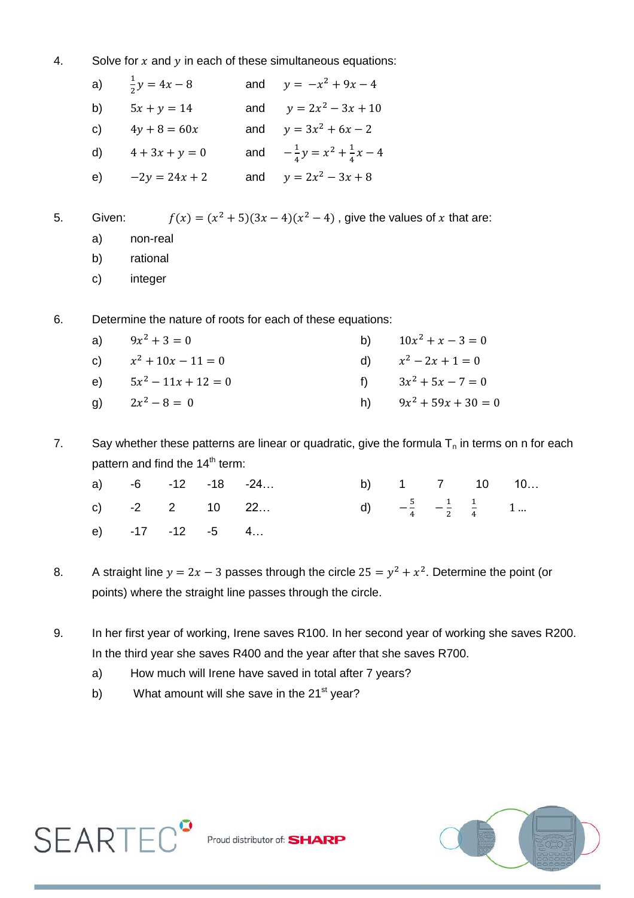4. Solve for $x$ and $y$ in each of these simultaneous equations:

   a) $\frac{1}{2}y = 4x - 8$ and $y = -x^2 + 9x - 4$

   b) $5x + y = 14$ and $y = 2x^2 - 3x + 10$

   c) $4y + 8 = 60x$ and $y = 3x^2 + 6x - 2$

   d) $4 + 3x + y = 0$ and $-\frac{1}{4}y = x^2 + \frac{1}{4}x - 4$

   e) $-2y = 24x + 2$ and $y = 2x^2 - 3x + 8$

5. Given: $f(x) = (x^2 + 5)(3x - 4)(x^2 - 4)$ , give the values of $x$ that are:

   a) non-real

   b) rational

   c) integer

6. Determine the nature of roots for each of these equations:

   a) $9x^2 + 3 = 0$

   b) $10x^2 + x - 3 = 0$

   c) $x^2 + 10x - 11 = 0$

   d) $x^2 - 2x + 1 = 0$

   e) $5x^2 - 11x + 12 = 0$

   f) $3x^2 + 5x - 7 = 0$

   g) $2x^2 - 8 = 0$

   h) $9x^2 + 59x + 30 = 0$

7. Say whether these patterns are linear or quadratic, give the formula $T_n$ in terms on n for each pattern and find the 14th term:

   a) -6 -12 -18 -24…

   b) 1 7 10 10…

   c) -2 2 10 22…

   d) $-\frac{5}{4}$ $-\frac{1}{2}$ $\frac{1}{4}$ 1 ...

   e) -17 -12 -5 4…

8. A straight line $y = 2x - 3$ passes through the circle $25 = y^2 + x^2$. Determine the point (or points) where the straight line passes through the circle.

9. In her first year of working, Irene saves R100. In her second year of working she saves R200. In the third year she saves R400 and the year after that she saves R700.

   a) How much will Irene have saved in total after 7 years?

   b) What amount will she save in the 21st year?